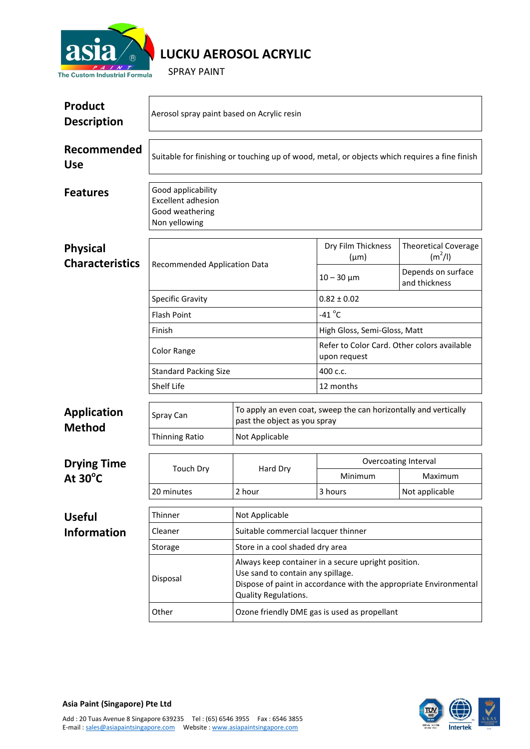# LUCKU AEROSOL ACRYLIC

SPRAY PAINT

## Product Description

Aerosol spray paint based on Acrylic resin

## Recommended Use

Suitable for finishing or touching up of wood, metal, or objects which requires a fine finish

## Features

Good applicability
Excellent adhesion
Good weathering
Non yellowing

## Physical Characteristics

| | Dry Film Thickness (µm) | Theoretical Coverage ($m^2$/l) |
|---|---|---|
| Recommended Application Data | 10 – 30 µm | Depends on surface and thickness |
| Specific Gravity | 0.82 ± 0.02 | |
| Flash Point | -41 °C | |
| Finish | High Gloss, Semi-Gloss, Matt | |
| Color Range | Refer to Color Card. Other colors available upon request | |
| Standard Packing Size | 400 c.c. | |
| Shelf Life | 12 months | |

## Application Method

| | |
|---|---|
| Spray Can | To apply an even coat, sweep the can horizontally and vertically past the object as you spray |
| Thinning Ratio | Not Applicable |

## Drying Time At 30°C

| Touch Dry | Hard Dry | Overcoating Interval | |
|---|---|---|---|
| | | Minimum | Maximum |
| 20 minutes | 2 hour | 3 hours | Not applicable |

## Useful Information

| | |
|---|---|
| Thinner | Not Applicable |
| Cleaner | Suitable commercial lacquer thinner |
| Storage | Store in a cool shaded dry area |
| Disposal | Always keep container in a secure upright position.<br>Use sand to contain any spillage.<br>Dispose of paint in accordance with the appropriate Environmental Quality Regulations. |
| Other | Ozone friendly DME gas is used as propellant |

**Asia Paint (Singapore) Pte Ltd**

Add : 20 Tuas Avenue 8 Singapore 639235 Tel : (65) 6546 3955 Fax : 6546 3855
E-mail : sales@asiapaintsingapore.com Website : www.asiapaintsingapore.com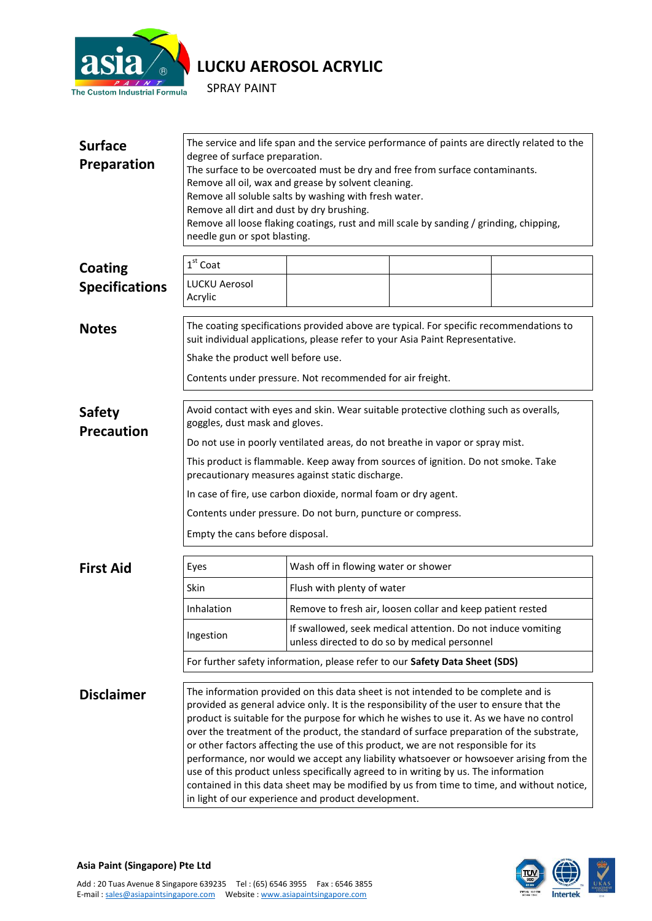# LUCKU AEROSOL ACRYLIC

SPRAY PAINT

## Surface Preparation

The service and life span and the service performance of paints are directly related to the degree of surface preparation.
The surface to be overcoated must be dry and free from surface contaminants.
Remove all oil, wax and grease by solvent cleaning.
Remove all soluble salts by washing with fresh water.
Remove all dirt and dust by dry brushing.
Remove all loose flaking coatings, rust and mill scale by sanding / grinding, chipping, needle gun or spot blasting.

## Coating Specifications

| 1st Coat | | | |
|---|---|---|---|
| LUCKU Aerosol Acrylic | | | |

## Notes

The coating specifications provided above are typical. For specific recommendations to suit individual applications, please refer to your Asia Paint Representative.

Shake the product well before use.

Contents under pressure. Not recommended for air freight.

## Safety Precaution

Avoid contact with eyes and skin. Wear suitable protective clothing such as overalls, goggles, dust mask and gloves.

Do not use in poorly ventilated areas, do not breathe in vapor or spray mist.

This product is flammable. Keep away from sources of ignition. Do not smoke. Take precautionary measures against static discharge.

In case of fire, use carbon dioxide, normal foam or dry agent.

Contents under pressure. Do not burn, puncture or compress.

Empty the cans before disposal.

## First Aid

| | |
|---|---|
| Eyes | Wash off in flowing water or shower |
| Skin | Flush with plenty of water |
| Inhalation | Remove to fresh air, loosen collar and keep patient rested |
| Ingestion | If swallowed, seek medical attention. Do not induce vomiting unless directed to do so by medical personnel |

For further safety information, please refer to our **Safety Data Sheet (SDS)**

## Disclaimer

The information provided on this data sheet is not intended to be complete and is provided as general advice only. It is the responsibility of the user to ensure that the product is suitable for the purpose for which he wishes to use it. As we have no control over the treatment of the product, the standard of surface preparation of the substrate, or other factors affecting the use of this product, we are not responsible for its performance, nor would we accept any liability whatsoever or howsoever arising from the use of this product unless specifically agreed to in writing by us. The information contained in this data sheet may be modified by us from time to time, and without notice, in light of our experience and product development.

**Asia Paint (Singapore) Pte Ltd**

Add : 20 Tuas Avenue 8 Singapore 639235 Tel : (65) 6546 3955 Fax : 6546 3855
E-mail : sales@asiapaintsingapore.com Website : www.asiapaintsingapore.com